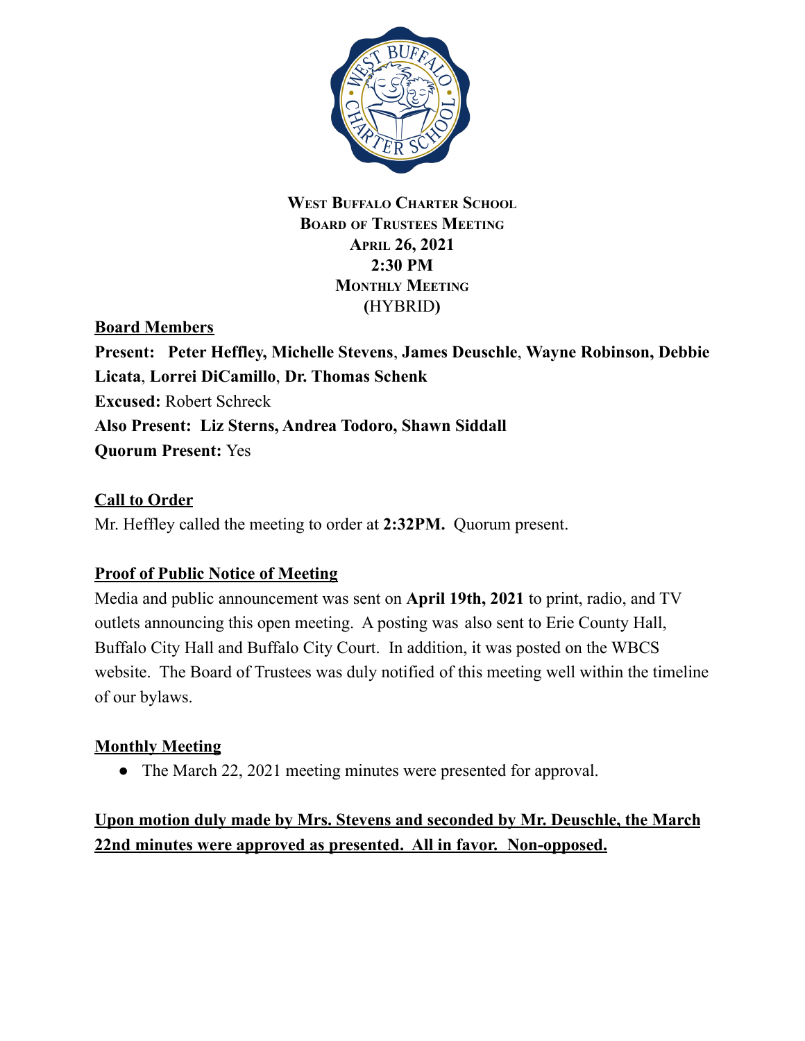**West Buffalo Charter School**
**Board of Trustees Meeting**
**April 26, 2021**
**2:30 PM**
**Monthly Meeting**
**(**HYBRID**)**

**Board Members**

**Present: Peter Heffley, Michelle Stevens**, **James Deuschle**, **Wayne Robinson, Debbie Licata**, **Lorrei DiCamillo**, **Dr. Thomas Schenk**
**Excused:** Robert Schreck
**Also Present: Liz Sterns, Andrea Todoro, Shawn Siddall**
**Quorum Present:** Yes

**Call to Order**

Mr. Heffley called the meeting to order at **2:32PM.** Quorum present.

**Proof of Public Notice of Meeting**

Media and public announcement was sent on **April 19th, 2021** to print, radio, and TV outlets announcing this open meeting. A posting was also sent to Erie County Hall, Buffalo City Hall and Buffalo City Court. In addition, it was posted on the WBCS website. The Board of Trustees was duly notified of this meeting well within the timeline of our bylaws.

**Monthly Meeting**

- The March 22, 2021 meeting minutes were presented for approval.

**Upon motion duly made by Mrs. Stevens and seconded by Mr. Deuschle, the March 22nd minutes were approved as presented. All in favor. Non-opposed.**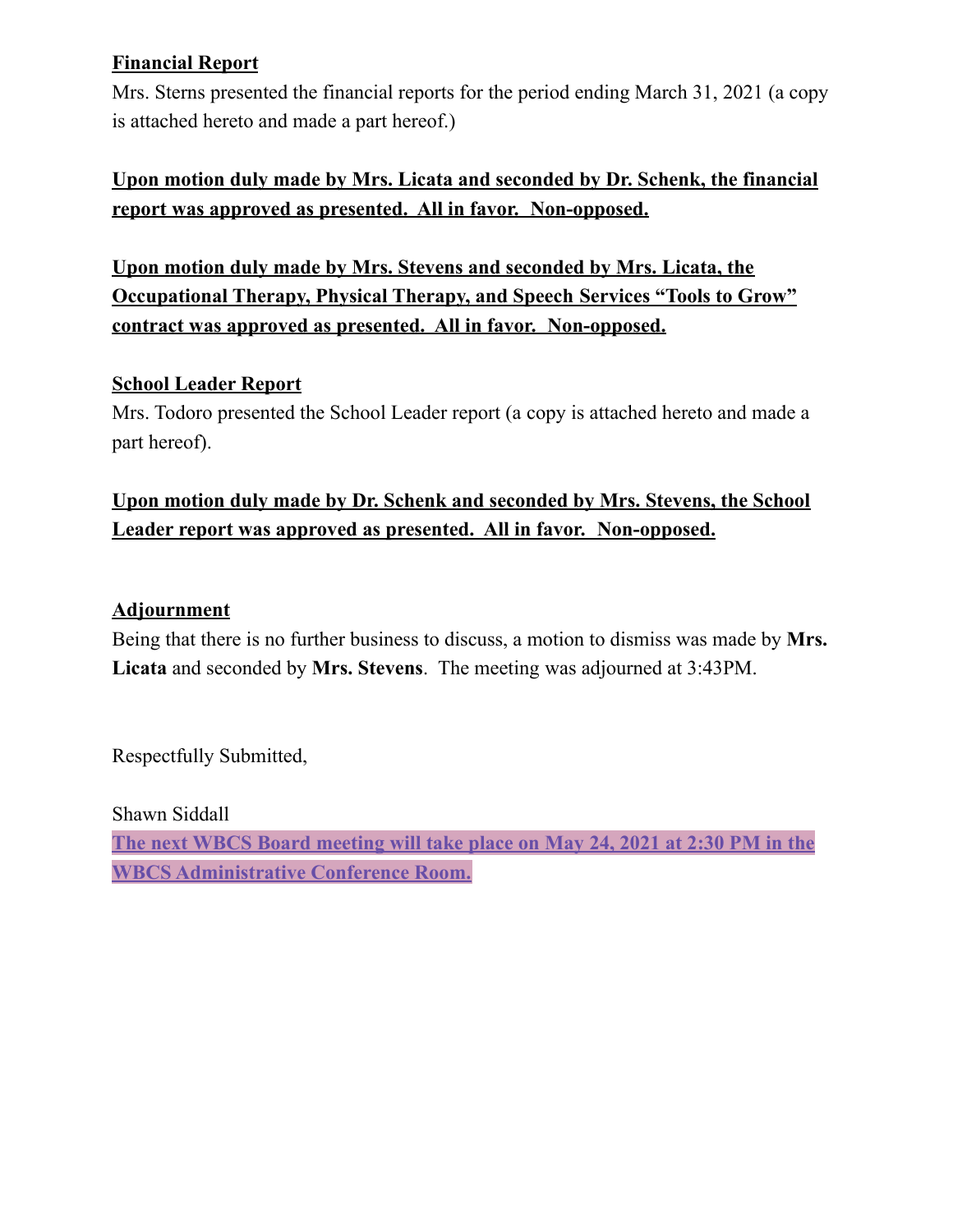**Financial Report**

Mrs. Sterns presented the financial reports for the period ending March 31, 2021 (a copy is attached hereto and made a part hereof.)

**Upon motion duly made by Mrs. Licata and seconded by Dr. Schenk, the financial report was approved as presented. All in favor. Non-opposed.**

**Upon motion duly made by Mrs. Stevens and seconded by Mrs. Licata, the Occupational Therapy, Physical Therapy, and Speech Services "Tools to Grow" contract was approved as presented. All in favor. Non-opposed.**

**School Leader Report**

Mrs. Todoro presented the School Leader report (a copy is attached hereto and made a part hereof).

**Upon motion duly made by Dr. Schenk and seconded by Mrs. Stevens, the School Leader report was approved as presented. All in favor. Non-opposed.**

**Adjournment**

Being that there is no further business to discuss, a motion to dismiss was made by **Mrs. Licata** and seconded by **Mrs. Stevens**. The meeting was adjourned at 3:43PM.

Respectfully Submitted,

Shawn Siddall

**The next WBCS Board meeting will take place on May 24, 2021 at 2:30 PM in the WBCS Administrative Conference Room.**